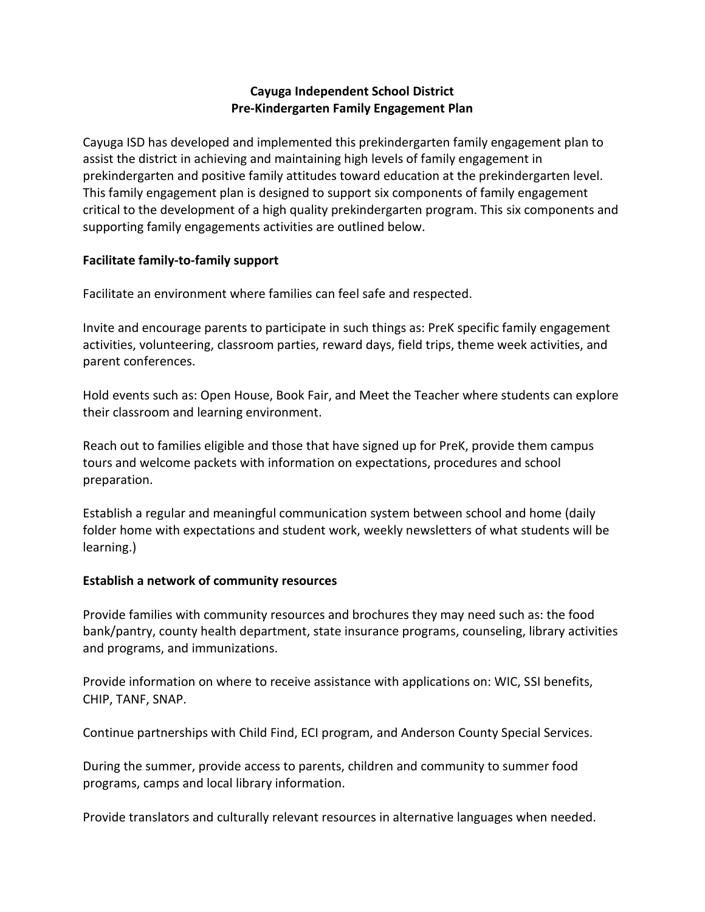# Cayuga Independent School District
# Pre-Kindergarten Family Engagement Plan

Cayuga ISD has developed and implemented this prekindergarten family engagement plan to assist the district in achieving and maintaining high levels of family engagement in prekindergarten and positive family attitudes toward education at the prekindergarten level. This family engagement plan is designed to support six components of family engagement critical to the development of a high quality prekindergarten program. This six components and supporting family engagements activities are outlined below.

**Facilitate family-to-family support**

Facilitate an environment where families can feel safe and respected.

Invite and encourage parents to participate in such things as: PreK specific family engagement activities, volunteering, classroom parties, reward days, field trips, theme week activities, and parent conferences.

Hold events such as: Open House, Book Fair, and Meet the Teacher where students can explore their classroom and learning environment.

Reach out to families eligible and those that have signed up for PreK, provide them campus tours and welcome packets with information on expectations, procedures and school preparation.

Establish a regular and meaningful communication system between school and home (daily folder home with expectations and student work, weekly newsletters of what students will be learning.)

**Establish a network of community resources**

Provide families with community resources and brochures they may need such as: the food bank/pantry, county health department, state insurance programs, counseling, library activities and programs, and immunizations.

Provide information on where to receive assistance with applications on: WIC, SSI benefits, CHIP, TANF, SNAP.

Continue partnerships with Child Find, ECI program, and Anderson County Special Services.

During the summer, provide access to parents, children and community to summer food programs, camps and local library information.

Provide translators and culturally relevant resources in alternative languages when needed.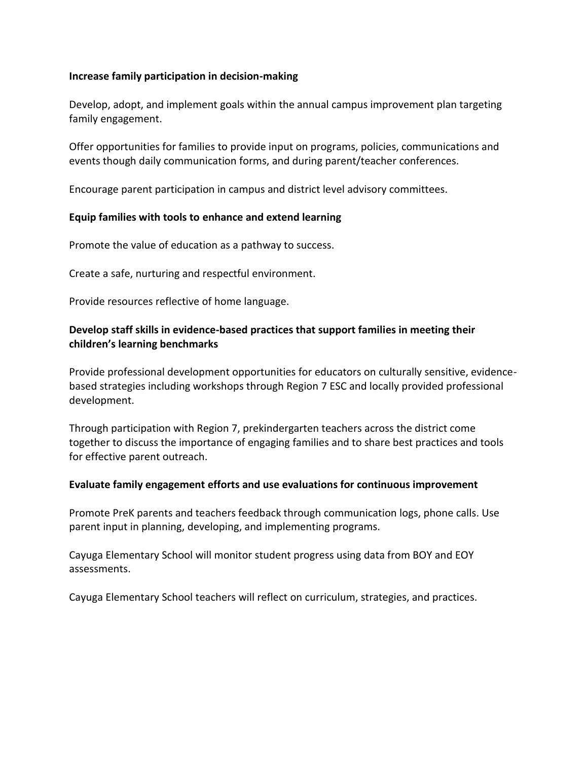**Increase family participation in decision-making**

Develop, adopt, and implement goals within the annual campus improvement plan targeting family engagement.

Offer opportunities for families to provide input on programs, policies, communications and events though daily communication forms, and during parent/teacher conferences.

Encourage parent participation in campus and district level advisory committees.

**Equip families with tools to enhance and extend learning**

Promote the value of education as a pathway to success.

Create a safe, nurturing and respectful environment.

Provide resources reflective of home language.

**Develop staff skills in evidence-based practices that support families in meeting their children's learning benchmarks**

Provide professional development opportunities for educators on culturally sensitive, evidence-based strategies including workshops through Region 7 ESC and locally provided professional development.

Through participation with Region 7, prekindergarten teachers across the district come together to discuss the importance of engaging families and to share best practices and tools for effective parent outreach.

**Evaluate family engagement efforts and use evaluations for continuous improvement**

Promote PreK parents and teachers feedback through communication logs, phone calls. Use parent input in planning, developing, and implementing programs.

Cayuga Elementary School will monitor student progress using data from BOY and EOY assessments.

Cayuga Elementary School teachers will reflect on curriculum, strategies, and practices.